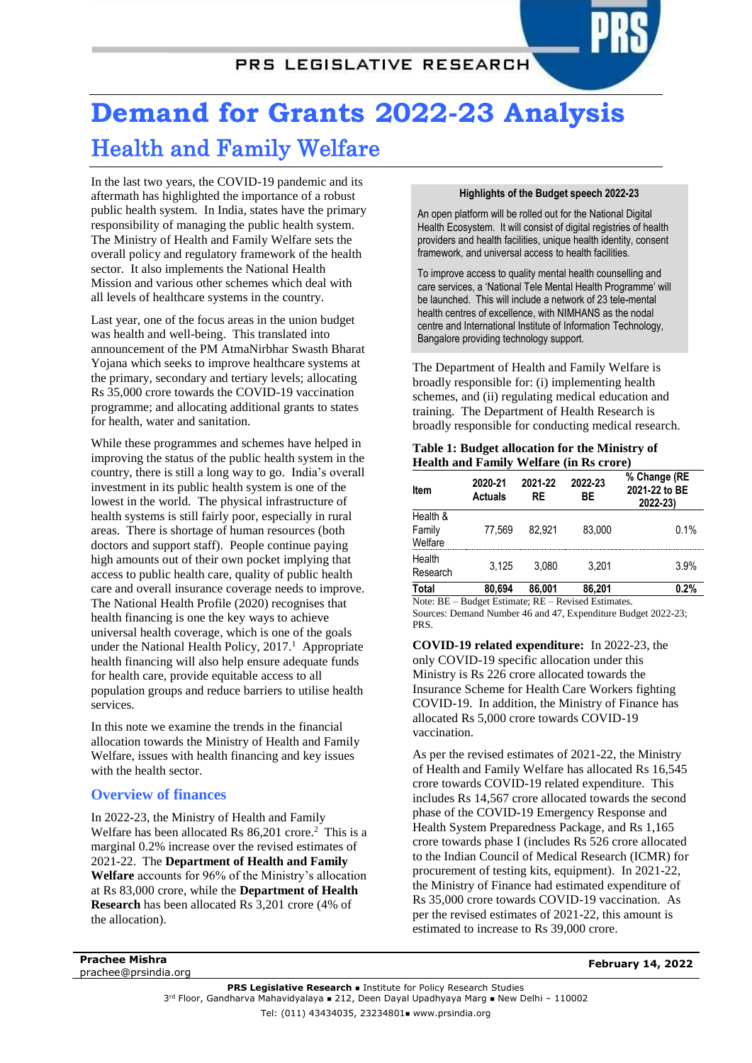# Demand for Grants 2022-23 Analysis

## Health and Family Welfare

In the last two years, the COVID-19 pandemic and its aftermath has highlighted the importance of a robust public health system. In India, states have the primary responsibility of managing the public health system. The Ministry of Health and Family Welfare sets the overall policy and regulatory framework of the health sector. It also implements the National Health Mission and various other schemes which deal with all levels of healthcare systems in the country.

Last year, one of the focus areas in the union budget was health and well-being. This translated into announcement of the PM AtmaNirbhar Swasth Bharat Yojana which seeks to improve healthcare systems at the primary, secondary and tertiary levels; allocating Rs 35,000 crore towards the COVID-19 vaccination programme; and allocating additional grants to states for health, water and sanitation.

While these programmes and schemes have helped in improving the status of the public health system in the country, there is still a long way to go. India's overall investment in its public health system is one of the lowest in the world. The physical infrastructure of health systems is still fairly poor, especially in rural areas. There is shortage of human resources (both doctors and support staff). People continue paying high amounts out of their own pocket implying that access to public health care, quality of public health care and overall insurance coverage needs to improve. The National Health Profile (2020) recognises that health financing is one the key ways to achieve universal health coverage, which is one of the goals under the National Health Policy, 2017.[1] Appropriate health financing will also help ensure adequate funds for health care, provide equitable access to all population groups and reduce barriers to utilise health services.

In this note we examine the trends in the financial allocation towards the Ministry of Health and Family Welfare, issues with health financing and key issues with the health sector.

### Overview of finances

In 2022-23, the Ministry of Health and Family Welfare has been allocated Rs 86,201 crore.[2] This is a marginal 0.2% increase over the revised estimates of 2021-22. The **Department of Health and Family Welfare** accounts for 96% of the Ministry's allocation at Rs 83,000 crore, while the **Department of Health Research** has been allocated Rs 3,201 crore (4% of the allocation).

**Highlights of the Budget speech 2022-23**

An open platform will be rolled out for the National Digital Health Ecosystem. It will consist of digital registries of health providers and health facilities, unique health identity, consent framework, and universal access to health facilities.

To improve access to quality mental health counselling and care services, a 'National Tele Mental Health Programme' will be launched. This will include a network of 23 tele-mental health centres of excellence, with NIMHANS as the nodal centre and International Institute of Information Technology, Bangalore providing technology support.

The Department of Health and Family Welfare is broadly responsible for: (i) implementing health schemes, and (ii) regulating medical education and training. The Department of Health Research is broadly responsible for conducting medical research.

**Table 1: Budget allocation for the Ministry of Health and Family Welfare (in Rs crore)**

| Item | 2020-21 Actuals | 2021-22 RE | 2022-23 BE | % Change (RE 2021-22 to BE 2022-23) |
|---|---|---|---|---|
| Health & Family Welfare | 77,569 | 82,921 | 83,000 | 0.1% |
| Health Research | 3,125 | 3,080 | 3,201 | 3.9% |
| **Total** | **80,694** | **86,001** | **86,201** | **0.2%** |

Note: BE – Budget Estimate; RE – Revised Estimates.
Sources: Demand Number 46 and 47, Expenditure Budget 2022-23; PRS.

**COVID-19 related expenditure:** In 2022-23, the only COVID-19 specific allocation under this Ministry is Rs 226 crore allocated towards the Insurance Scheme for Health Care Workers fighting COVID-19. In addition, the Ministry of Finance has allocated Rs 5,000 crore towards COVID-19 vaccination.

As per the revised estimates of 2021-22, the Ministry of Health and Family Welfare has allocated Rs 16,545 crore towards COVID-19 related expenditure. This includes Rs 14,567 crore allocated towards the second phase of the COVID-19 Emergency Response and Health System Preparedness Package, and Rs 1,165 crore towards phase I (includes Rs 526 crore allocated to the Indian Council of Medical Research (ICMR) for procurement of testing kits, equipment). In 2021-22, the Ministry of Finance had estimated expenditure of Rs 35,000 crore towards COVID-19 vaccination. As per the revised estimates of 2021-22, this amount is estimated to increase to Rs 39,000 crore.

Prachee Mishra
prachee@prsindia.org

February 14, 2022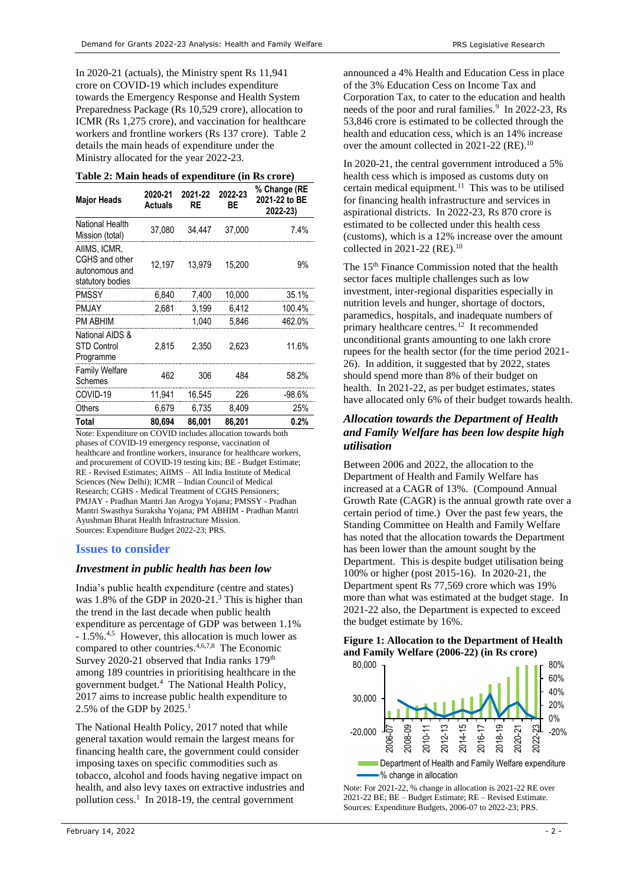In 2020-21 (actuals), the Ministry spent Rs 11,941 crore on COVID-19 which includes expenditure towards the Emergency Response and Health System Preparedness Package (Rs 10,529 crore), allocation to ICMR (Rs 1,275 crore), and vaccination for healthcare workers and frontline workers (Rs 137 crore). Table 2 details the main heads of expenditure under the Ministry allocated for the year 2022-23.

**Table 2: Main heads of expenditure (in Rs crore)**

| Major Heads | 2020-21 Actuals | 2021-22 RE | 2022-23 BE | % Change (RE 2021-22 to BE 2022-23) |
|---|---|---|---|---|
| National Health Mission (total) | 37,080 | 34,447 | 37,000 | 7.4% |
| AIIMS, ICMR, CGHS and other autonomous and statutory bodies | 12,197 | 13,979 | 15,200 | 9% |
| PMSSY | 6,840 | 7,400 | 10,000 | 35.1% |
| PMJAY | 2,681 | 3,199 | 6,412 | 100.4% |
| PM ABHIM | | 1,040 | 5,846 | 462.0% |
| National AIDS & STD Control Programme | 2,815 | 2,350 | 2,623 | 11.6% |
| Family Welfare Schemes | 462 | 306 | 484 | 58.2% |
| COVID-19 | 11,941 | 16,545 | 226 | -98.6% |
| Others | 6,679 | 6,735 | 8,409 | 25% |
| **Total** | **80,694** | **86,001** | **86,201** | **0.2%** |

Note: Expenditure on COVID includes allocation towards both phases of COVID-19 emergency response, vaccination of healthcare and frontline workers, insurance for healthcare workers, and procurement of COVID-19 testing kits; BE - Budget Estimate; RE - Revised Estimates; AIIMS – All India Institute of Medical Sciences (New Delhi); ICMR – Indian Council of Medical Research; CGHS - Medical Treatment of CGHS Pensioners; PMJAY - Pradhan Mantri Jan Arogya Yojana; PMSSY - Pradhan Mantri Swasthya Suraksha Yojana; PM ABHIM - Pradhan Mantri Ayushman Bharat Health Infrastructure Mission.
Sources: Expenditure Budget 2022-23; PRS.

## Issues to consider

### *Investment in public health has been low*

India's public health expenditure (centre and states) was 1.8% of the GDP in 2020-21.[3] This is higher than the trend in the last decade when public health expenditure as percentage of GDP was between 1.1% - 1.5%.[4,5] However, this allocation is much lower as compared to other countries.[4,6,7,8] The Economic Survey 2020-21 observed that India ranks 179th among 189 countries in prioritising healthcare in the government budget.[4] The National Health Policy, 2017 aims to increase public health expenditure to 2.5% of the GDP by 2025.[1]

The National Health Policy, 2017 noted that while general taxation would remain the largest means for financing health care, the government could consider imposing taxes on specific commodities such as tobacco, alcohol and foods having negative impact on health, and also levy taxes on extractive industries and pollution cess.[1] In 2018-19, the central government announced a 4% Health and Education Cess in place of the 3% Education Cess on Income Tax and Corporation Tax, to cater to the education and health needs of the poor and rural families.[9] In 2022-23, Rs 53,846 crore is estimated to be collected through the health and education cess, which is an 14% increase over the amount collected in 2021-22 (RE).[10]

In 2020-21, the central government introduced a 5% health cess which is imposed as customs duty on certain medical equipment.[11] This was to be utilised for financing health infrastructure and services in aspirational districts. In 2022-23, Rs 870 crore is estimated to be collected under this health cess (customs), which is a 12% increase over the amount collected in 2021-22 (RE).[10]

The 15th Finance Commission noted that the health sector faces multiple challenges such as low investment, inter-regional disparities especially in nutrition levels and hunger, shortage of doctors, paramedics, hospitals, and inadequate numbers of primary healthcare centres.[12] It recommended unconditional grants amounting to one lakh crore rupees for the health sector (for the time period 2021-26). In addition, it suggested that by 2022, states should spend more than 8% of their budget on health. In 2021-22, as per budget estimates, states have allocated only 6% of their budget towards health.

### *Allocation towards the Department of Health and Family Welfare has been low despite high utilisation*

Between 2006 and 2022, the allocation to the Department of Health and Family Welfare has increased at a CAGR of 13%. (Compound Annual Growth Rate (CAGR) is the annual growth rate over a certain period of time.) Over the past few years, the Standing Committee on Health and Family Welfare has noted that the allocation towards the Department has been lower than the amount sought by the Department. This is despite budget utilisation being 100% or higher (post 2015-16). In 2020-21, the Department spent Rs 77,569 crore which was 19% more than what was estimated at the budget stage. In 2021-22 also, the Department is expected to exceed the budget estimate by 16%.

**Figure 1: Allocation to the Department of Health and Family Welfare (2006-22) (in Rs crore)**

Note: For 2021-22, % change in allocation is 2021-22 RE over 2021-22 BE; BE – Budget Estimate; RE – Revised Estimate.
Sources: Expenditure Budgets, 2006-07 to 2022-23; PRS.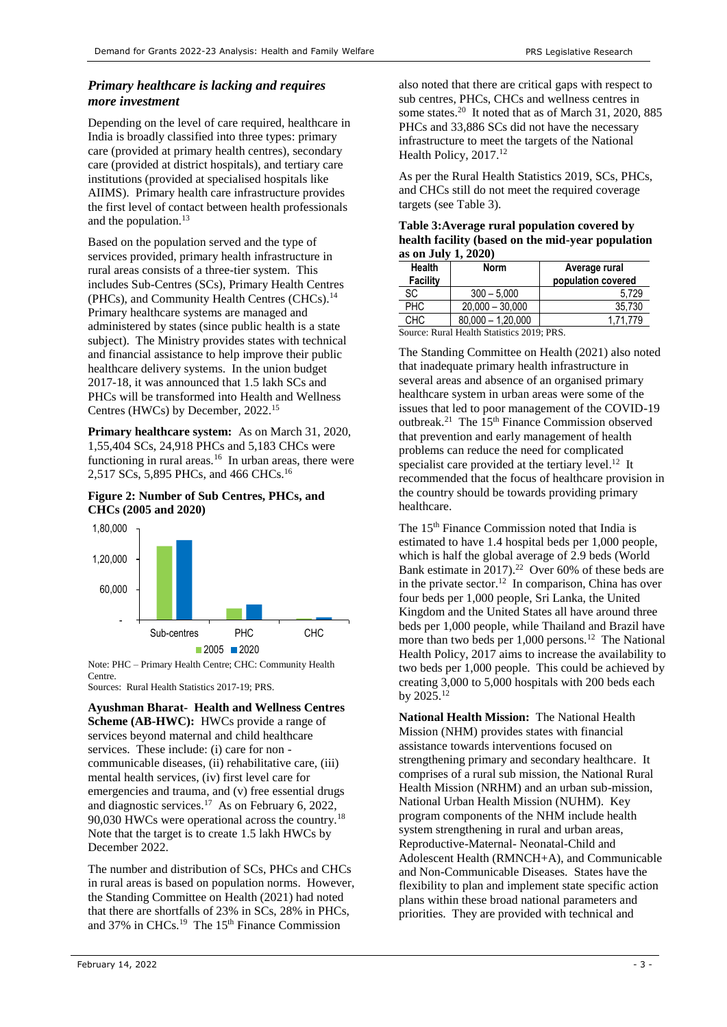### *Primary healthcare is lacking and requires more investment*

Depending on the level of care required, healthcare in India is broadly classified into three types: primary care (provided at primary health centres), secondary care (provided at district hospitals), and tertiary care institutions (provided at specialised hospitals like AIIMS). Primary health care infrastructure provides the first level of contact between health professionals and the population.[13]

Based on the population served and the type of services provided, primary health infrastructure in rural areas consists of a three-tier system. This includes Sub-Centres (SCs), Primary Health Centres (PHCs), and Community Health Centres (CHCs).[14] Primary healthcare systems are managed and administered by states (since public health is a state subject). The Ministry provides states with technical and financial assistance to help improve their public healthcare delivery systems. In the union budget 2017-18, it was announced that 1.5 lakh SCs and PHCs will be transformed into Health and Wellness Centres (HWCs) by December, 2022.[15]

**Primary healthcare system:** As on March 31, 2020, 1,55,404 SCs, 24,918 PHCs and 5,183 CHCs were functioning in rural areas.[16] In urban areas, there were 2,517 SCs, 5,895 PHCs, and 466 CHCs.[16]

**Figure 2: Number of Sub Centres, PHCs, and CHCs (2005 and 2020)**

Note: PHC – Primary Health Centre; CHC: Community Health Centre.
Sources: Rural Health Statistics 2017-19; PRS.

**Ayushman Bharat- Health and Wellness Centres Scheme (AB-HWC):** HWCs provide a range of services beyond maternal and child healthcare services. These include: (i) care for non - communicable diseases, (ii) rehabilitative care, (iii) mental health services, (iv) first level care for emergencies and trauma, and (v) free essential drugs and diagnostic services.[17] As on February 6, 2022, 90,030 HWCs were operational across the country.[18] Note that the target is to create 1.5 lakh HWCs by December 2022.

The number and distribution of SCs, PHCs and CHCs in rural areas is based on population norms. However, the Standing Committee on Health (2021) had noted that there are shortfalls of 23% in SCs, 28% in PHCs, and 37% in CHCs.[19] The 15th Finance Commission also noted that there are critical gaps with respect to sub centres, PHCs, CHCs and wellness centres in some states.[20] It noted that as of March 31, 2020, 885 PHCs and 33,886 SCs did not have the necessary infrastructure to meet the targets of the National Health Policy, 2017.[12]

As per the Rural Health Statistics 2019, SCs, PHCs, and CHCs still do not meet the required coverage targets (see Table 3).

**Table 3: Average rural population covered by health facility (based on the mid-year population as on July 1, 2020)**

| Health Facility | Norm | Average rural population covered |
|---|---|---|
| SC | 300 – 5,000 | 5,729 |
| PHC | 20,000 – 30,000 | 35,730 |
| CHC | 80,000 – 1,20,000 | 1,71,779 |

Source: Rural Health Statistics 2019; PRS.

The Standing Committee on Health (2021) also noted that inadequate primary health infrastructure in several areas and absence of an organised primary healthcare system in urban areas were some of the issues that led to poor management of the COVID-19 outbreak.[21] The 15th Finance Commission observed that prevention and early management of health problems can reduce the need for complicated specialist care provided at the tertiary level.[12] It recommended that the focus of healthcare provision in the country should be towards providing primary healthcare.

The 15th Finance Commission noted that India is estimated to have 1.4 hospital beds per 1,000 people, which is half the global average of 2.9 beds (World Bank estimate in 2017).[22] Over 60% of these beds are in the private sector.[12] In comparison, China has over four beds per 1,000 people, Sri Lanka, the United Kingdom and the United States all have around three beds per 1,000 people, while Thailand and Brazil have more than two beds per 1,000 persons.[12] The National Health Policy, 2017 aims to increase the availability to two beds per 1,000 people. This could be achieved by creating 3,000 to 5,000 hospitals with 200 beds each by 2025.[12]

**National Health Mission:** The National Health Mission (NHM) provides states with financial assistance towards interventions focused on strengthening primary and secondary healthcare. It comprises of a rural sub mission, the National Rural Health Mission (NRHM) and an urban sub-mission, National Urban Health Mission (NUHM). Key program components of the NHM include health system strengthening in rural and urban areas, Reproductive-Maternal- Neonatal-Child and Adolescent Health (RMNCH+A), and Communicable and Non-Communicable Diseases. States have the flexibility to plan and implement state specific action plans within these broad national parameters and priorities. They are provided with technical and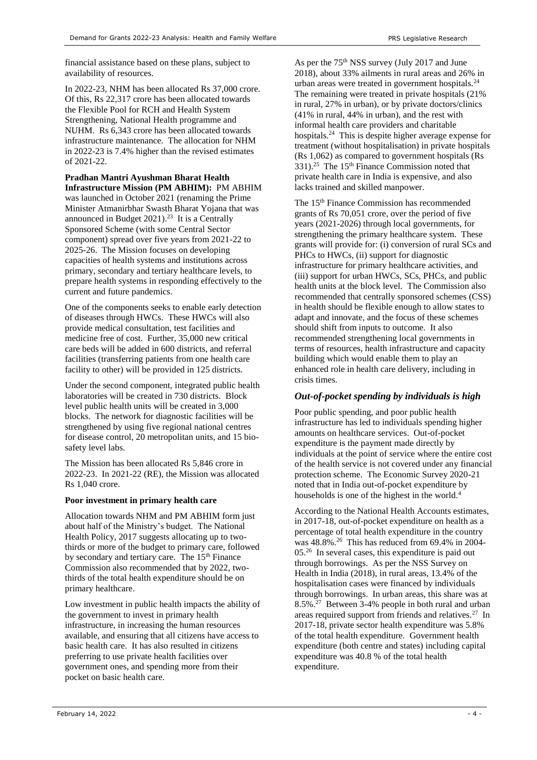financial assistance based on these plans, subject to availability of resources.

In 2022-23, NHM has been allocated Rs 37,000 crore. Of this, Rs 22,317 crore has been allocated towards the Flexible Pool for RCH and Health System Strengthening, National Health programme and NUHM. Rs 6,343 crore has been allocated towards infrastructure maintenance. The allocation for NHM in 2022-23 is 7.4% higher than the revised estimates of 2021-22.

**Pradhan Mantri Ayushman Bharat Health Infrastructure Mission (PM ABHIM):** PM ABHIM was launched in October 2021 (renaming the Prime Minister Atmanirbhar Swasth Bharat Yojana that was announced in Budget 2021).[23] It is a Centrally Sponsored Scheme (with some Central Sector component) spread over five years from 2021-22 to 2025-26. The Mission focuses on developing capacities of health systems and institutions across primary, secondary and tertiary healthcare levels, to prepare health systems in responding effectively to the current and future pandemics.

One of the components seeks to enable early detection of diseases through HWCs. These HWCs will also provide medical consultation, test facilities and medicine free of cost. Further, 35,000 new critical care beds will be added in 600 districts, and referral facilities (transferring patients from one health care facility to other) will be provided in 125 districts.

Under the second component, integrated public health laboratories will be created in 730 districts. Block level public health units will be created in 3,000 blocks. The network for diagnostic facilities will be strengthened by using five regional national centres for disease control, 20 metropolitan units, and 15 bio-safety level labs.

The Mission has been allocated Rs 5,846 crore in 2022-23. In 2021-22 (RE), the Mission was allocated Rs 1,040 crore.

**Poor investment in primary health care**

Allocation towards NHM and PM ABHIM form just about half of the Ministry's budget. The National Health Policy, 2017 suggests allocating up to two-thirds or more of the budget to primary care, followed by secondary and tertiary care. The 15th Finance Commission also recommended that by 2022, two-thirds of the total health expenditure should be on primary healthcare.

Low investment in public health impacts the ability of the government to invest in primary health infrastructure, in increasing the human resources available, and ensuring that all citizens have access to basic health care. It has also resulted in citizens preferring to use private health facilities over government ones, and spending more from their pocket on basic health care.

As per the 75th NSS survey (July 2017 and June 2018), about 33% ailments in rural areas and 26% in urban areas were treated in government hospitals.[24] The remaining were treated in private hospitals (21% in rural, 27% in urban), or by private doctors/clinics (41% in rural, 44% in urban), and the rest with informal health care providers and charitable hospitals.[24] This is despite higher average expense for treatment (without hospitalisation) in private hospitals (Rs 1,062) as compared to government hospitals (Rs 331).[25] The 15th Finance Commission noted that private health care in India is expensive, and also lacks trained and skilled manpower.

The 15th Finance Commission has recommended grants of Rs 70,051 crore, over the period of five years (2021-2026) through local governments, for strengthening the primary healthcare system. These grants will provide for: (i) conversion of rural SCs and PHCs to HWCs, (ii) support for diagnostic infrastructure for primary healthcare activities, and (iii) support for urban HWCs, SCs, PHCs, and public health units at the block level. The Commission also recommended that centrally sponsored schemes (CSS) in health should be flexible enough to allow states to adapt and innovate, and the focus of these schemes should shift from inputs to outcome. It also recommended strengthening local governments in terms of resources, health infrastructure and capacity building which would enable them to play an enhanced role in health care delivery, including in crisis times.

## *Out-of-pocket spending by individuals is high*

Poor public spending, and poor public health infrastructure has led to individuals spending higher amounts on healthcare services. Out-of-pocket expenditure is the payment made directly by individuals at the point of service where the entire cost of the health service is not covered under any financial protection scheme. The Economic Survey 2020-21 noted that in India out-of-pocket expenditure by households is one of the highest in the world.[4]

According to the National Health Accounts estimates, in 2017-18, out-of-pocket expenditure on health as a percentage of total health expenditure in the country was 48.8%.[26] This has reduced from 69.4% in 2004-05.[26] In several cases, this expenditure is paid out through borrowings. As per the NSS Survey on Health in India (2018), in rural areas, 13.4% of the hospitalisation cases were financed by individuals through borrowings. In urban areas, this share was at 8.5%.[27] Between 3-4% people in both rural and urban areas required support from friends and relatives.[27] In 2017-18, private sector health expenditure was 5.8% of the total health expenditure. Government health expenditure (both centre and states) including capital expenditure was 40.8 % of the total health expenditure.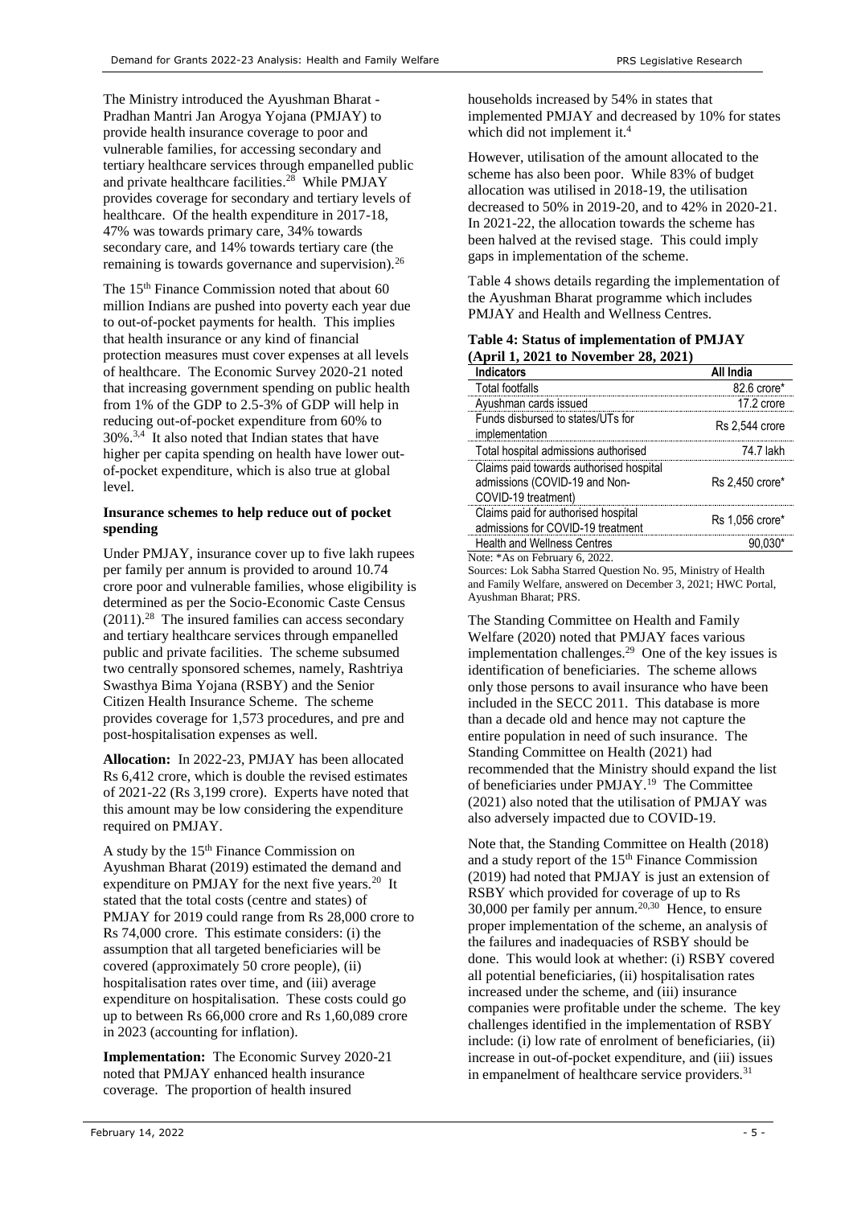The Ministry introduced the Ayushman Bharat - Pradhan Mantri Jan Arogya Yojana (PMJAY) to provide health insurance coverage to poor and vulnerable families, for accessing secondary and tertiary healthcare services through empanelled public and private healthcare facilities.[28] While PMJAY provides coverage for secondary and tertiary levels of healthcare. Of the health expenditure in 2017-18, 47% was towards primary care, 34% towards secondary care, and 14% towards tertiary care (the remaining is towards governance and supervision).[26]

The 15th Finance Commission noted that about 60 million Indians are pushed into poverty each year due to out-of-pocket payments for health. This implies that health insurance or any kind of financial protection measures must cover expenses at all levels of healthcare. The Economic Survey 2020-21 noted that increasing government spending on public health from 1% of the GDP to 2.5-3% of GDP will help in reducing out-of-pocket expenditure from 60% to 30%.[3,4] It also noted that Indian states that have higher per capita spending on health have lower out-of-pocket expenditure, which is also true at global level.

**Insurance schemes to help reduce out of pocket spending**

Under PMJAY, insurance cover up to five lakh rupees per family per annum is provided to around 10.74 crore poor and vulnerable families, whose eligibility is determined as per the Socio-Economic Caste Census (2011).[28] The insured families can access secondary and tertiary healthcare services through empanelled public and private facilities. The scheme subsumed two centrally sponsored schemes, namely, Rashtriya Swasthya Bima Yojana (RSBY) and the Senior Citizen Health Insurance Scheme. The scheme provides coverage for 1,573 procedures, and pre and post-hospitalisation expenses as well.

**Allocation:** In 2022-23, PMJAY has been allocated Rs 6,412 crore, which is double the revised estimates of 2021-22 (Rs 3,199 crore). Experts have noted that this amount may be low considering the expenditure required on PMJAY.

A study by the 15th Finance Commission on Ayushman Bharat (2019) estimated the demand and expenditure on PMJAY for the next five years.[20] It stated that the total costs (centre and states) of PMJAY for 2019 could range from Rs 28,000 crore to Rs 74,000 crore. This estimate considers: (i) the assumption that all targeted beneficiaries will be covered (approximately 50 crore people), (ii) hospitalisation rates over time, and (iii) average expenditure on hospitalisation. These costs could go up to between Rs 66,000 crore and Rs 1,60,089 crore in 2023 (accounting for inflation).

**Implementation:** The Economic Survey 2020-21 noted that PMJAY enhanced health insurance coverage. The proportion of health insured households increased by 54% in states that implemented PMJAY and decreased by 10% for states which did not implement it.[4]

However, utilisation of the amount allocated to the scheme has also been poor. While 83% of budget allocation was utilised in 2018-19, the utilisation decreased to 50% in 2019-20, and to 42% in 2020-21. In 2021-22, the allocation towards the scheme has been halved at the revised stage. This could imply gaps in implementation of the scheme.

Table 4 shows details regarding the implementation of the Ayushman Bharat programme which includes PMJAY and Health and Wellness Centres.

**Table 4: Status of implementation of PMJAY (April 1, 2021 to November 28, 2021)**

| Indicators | All India |
|---|---|
| Total footfalls | 82.6 crore* |
| Ayushman cards issued | 17.2 crore |
| Funds disbursed to states/UTs for implementation | Rs 2,544 crore |
| Total hospital admissions authorised | 74.7 lakh |
| Claims paid towards authorised hospital admissions (COVID-19 and Non-COVID-19 treatment) | Rs 2,450 crore* |
| Claims paid for authorised hospital admissions for COVID-19 treatment | Rs 1,056 crore* |
| Health and Wellness Centres | 90,030* |

Note: *As on February 6, 2022.
Sources: Lok Sabha Starred Question No. 95, Ministry of Health and Family Welfare, answered on December 3, 2021; HWC Portal, Ayushman Bharat; PRS.

The Standing Committee on Health and Family Welfare (2020) noted that PMJAY faces various implementation challenges.[29] One of the key issues is identification of beneficiaries. The scheme allows only those persons to avail insurance who have been included in the SECC 2011. This database is more than a decade old and hence may not capture the entire population in need of such insurance. The Standing Committee on Health (2021) had recommended that the Ministry should expand the list of beneficiaries under PMJAY.[19] The Committee (2021) also noted that the utilisation of PMJAY was also adversely impacted due to COVID-19.

Note that, the Standing Committee on Health (2018) and a study report of the 15th Finance Commission (2019) had noted that PMJAY is just an extension of RSBY which provided for coverage of up to Rs 30,000 per family per annum.[20,30] Hence, to ensure proper implementation of the scheme, an analysis of the failures and inadequacies of RSBY should be done. This would look at whether: (i) RSBY covered all potential beneficiaries, (ii) hospitalisation rates increased under the scheme, and (iii) insurance companies were profitable under the scheme. The key challenges identified in the implementation of RSBY include: (i) low rate of enrolment of beneficiaries, (ii) increase in out-of-pocket expenditure, and (iii) issues in empanelment of healthcare service providers.[31]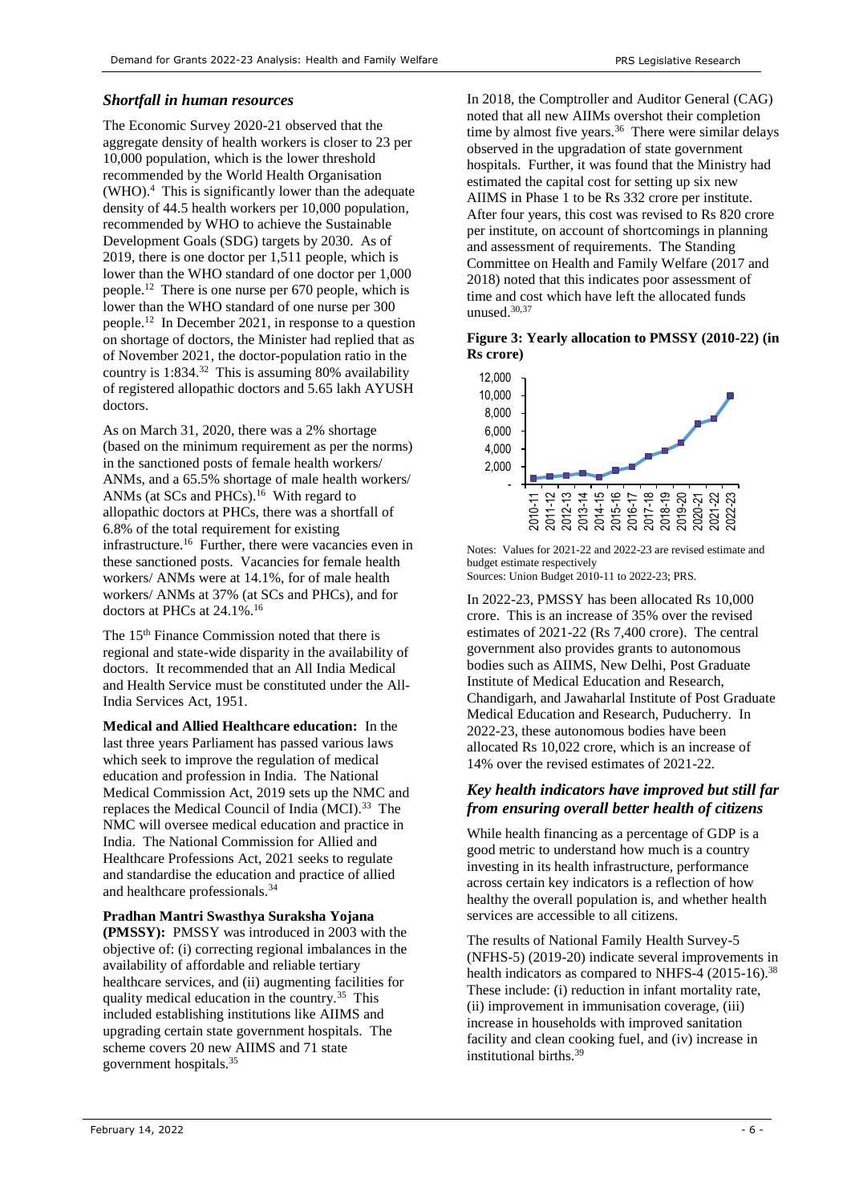### *Shortfall in human resources*

The Economic Survey 2020-21 observed that the aggregate density of health workers is closer to 23 per 10,000 population, which is the lower threshold recommended by the World Health Organisation (WHO).[4] This is significantly lower than the adequate density of 44.5 health workers per 10,000 population, recommended by WHO to achieve the Sustainable Development Goals (SDG) targets by 2030. As of 2019, there is one doctor per 1,511 people, which is lower than the WHO standard of one doctor per 1,000 people.[12] There is one nurse per 670 people, which is lower than the WHO standard of one nurse per 300 people.[12] In December 2021, in response to a question on shortage of doctors, the Minister had replied that as of November 2021, the doctor-population ratio in the country is 1:834.[32] This is assuming 80% availability of registered allopathic doctors and 5.65 lakh AYUSH doctors.

As on March 31, 2020, there was a 2% shortage (based on the minimum requirement as per the norms) in the sanctioned posts of female health workers/ ANMs, and a 65.5% shortage of male health workers/ ANMs (at SCs and PHCs).[16] With regard to allopathic doctors at PHCs, there was a shortfall of 6.8% of the total requirement for existing infrastructure.[16] Further, there were vacancies even in these sanctioned posts. Vacancies for female health workers/ ANMs were at 14.1%, for of male health workers/ ANMs at 37% (at SCs and PHCs), and for doctors at PHCs at 24.1%.[16]

The 15th Finance Commission noted that there is regional and state-wide disparity in the availability of doctors. It recommended that an All India Medical and Health Service must be constituted under the All-India Services Act, 1951.

**Medical and Allied Healthcare education:** In the last three years Parliament has passed various laws which seek to improve the regulation of medical education and profession in India. The National Medical Commission Act, 2019 sets up the NMC and replaces the Medical Council of India (MCI).[33] The NMC will oversee medical education and practice in India. The National Commission for Allied and Healthcare Professions Act, 2021 seeks to regulate and standardise the education and practice of allied and healthcare professionals.[34]

**Pradhan Mantri Swasthya Suraksha Yojana (PMSSY):** PMSSY was introduced in 2003 with the objective of: (i) correcting regional imbalances in the availability of affordable and reliable tertiary healthcare services, and (ii) augmenting facilities for quality medical education in the country.[35] This included establishing institutions like AIIMS and upgrading certain state government hospitals. The scheme covers 20 new AIIMS and 71 state government hospitals.[35]

In 2018, the Comptroller and Auditor General (CAG) noted that all new AIIMs overshot their completion time by almost five years.[36] There were similar delays observed in the upgradation of state government hospitals. Further, it was found that the Ministry had estimated the capital cost for setting up six new AIIMS in Phase 1 to be Rs 332 crore per institute. After four years, this cost was revised to Rs 820 crore per institute, on account of shortcomings in planning and assessment of requirements. The Standing Committee on Health and Family Welfare (2017 and 2018) noted that this indicates poor assessment of time and cost which have left the allocated funds unused.[30,37]

**Figure 3: Yearly allocation to PMSSY (2010-22) (in Rs crore)**

Notes: Values for 2021-22 and 2022-23 are revised estimate and budget estimate respectively
Sources: Union Budget 2010-11 to 2022-23; PRS.

In 2022-23, PMSSY has been allocated Rs 10,000 crore. This is an increase of 35% over the revised estimates of 2021-22 (Rs 7,400 crore). The central government also provides grants to autonomous bodies such as AIIMS, New Delhi, Post Graduate Institute of Medical Education and Research, Chandigarh, and Jawaharlal Institute of Post Graduate Medical Education and Research, Puducherry. In 2022-23, these autonomous bodies have been allocated Rs 10,022 crore, which is an increase of 14% over the revised estimates of 2021-22.

### *Key health indicators have improved but still far from ensuring overall better health of citizens*

While health financing as a percentage of GDP is a good metric to understand how much is a country investing in its health infrastructure, performance across certain key indicators is a reflection of how healthy the overall population is, and whether health services are accessible to all citizens.

The results of National Family Health Survey-5 (NFHS-5) (2019-20) indicate several improvements in health indicators as compared to NHFS-4 (2015-16).[38] These include: (i) reduction in infant mortality rate, (ii) improvement in immunisation coverage, (iii) increase in households with improved sanitation facility and clean cooking fuel, and (iv) increase in institutional births.[39]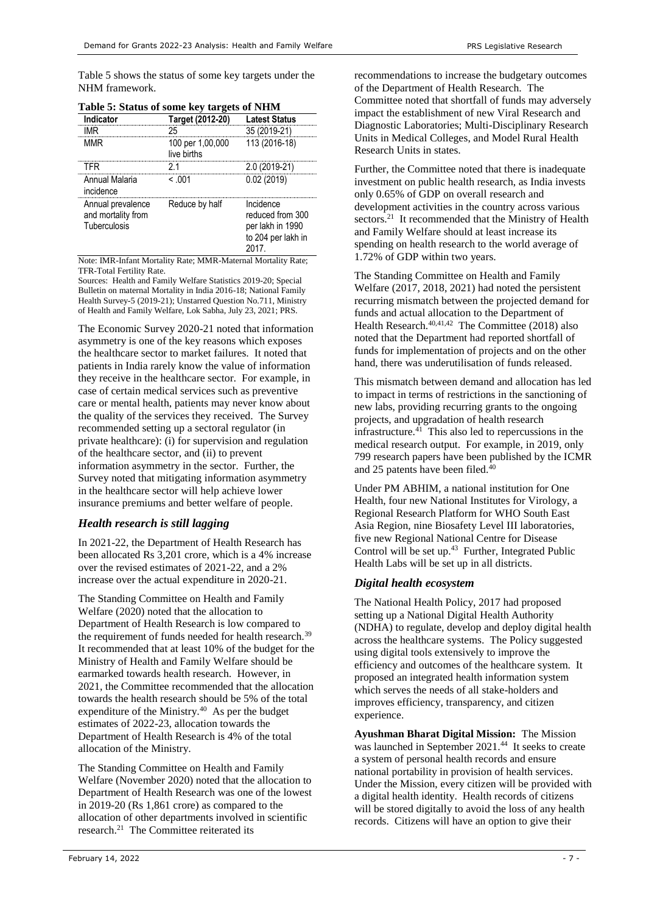Table 5 shows the status of some key targets under the NHM framework.

**Table 5: Status of some key targets of NHM**

| Indicator | Target (2012-20) | Latest Status |
|---|---|---|
| IMR | 25 | 35 (2019-21) |
| MMR | 100 per 1,00,000 live births | 113 (2016-18) |
| TFR | 2.1 | 2.0 (2019-21) |
| Annual Malaria incidence | < .001 | 0.02 (2019) |
| Annual prevalence and mortality from Tuberculosis | Reduce by half | Incidence reduced from 300 per lakh in 1990 to 204 per lakh in 2017. |

Note: IMR-Infant Mortality Rate; MMR-Maternal Mortality Rate; TFR-Total Fertility Rate.

Sources: Health and Family Welfare Statistics 2019-20; Special Bulletin on maternal Mortality in India 2016-18; National Family Health Survey-5 (2019-21); Unstarred Question No.711, Ministry of Health and Family Welfare, Lok Sabha, July 23, 2021; PRS.

The Economic Survey 2020-21 noted that information asymmetry is one of the key reasons which exposes the healthcare sector to market failures. It noted that patients in India rarely know the value of information they receive in the healthcare sector. For example, in case of certain medical services such as preventive care or mental health, patients may never know about the quality of the services they received. The Survey recommended setting up a sectoral regulator (in private healthcare): (i) for supervision and regulation of the healthcare sector, and (ii) to prevent information asymmetry in the sector. Further, the Survey noted that mitigating information asymmetry in the healthcare sector will help achieve lower insurance premiums and better welfare of people.

### *Health research is still lagging*

In 2021-22, the Department of Health Research has been allocated Rs 3,201 crore, which is a 4% increase over the revised estimates of 2021-22, and a 2% increase over the actual expenditure in 2020-21.

The Standing Committee on Health and Family Welfare (2020) noted that the allocation to Department of Health Research is low compared to the requirement of funds needed for health research.[39] It recommended that at least 10% of the budget for the Ministry of Health and Family Welfare should be earmarked towards health research. However, in 2021, the Committee recommended that the allocation towards the health research should be 5% of the total expenditure of the Ministry.[40] As per the budget estimates of 2022-23, allocation towards the Department of Health Research is 4% of the total allocation of the Ministry.

The Standing Committee on Health and Family Welfare (November 2020) noted that the allocation to Department of Health Research was one of the lowest in 2019-20 (Rs 1,861 crore) as compared to the allocation of other departments involved in scientific research.[21] The Committee reiterated its recommendations to increase the budgetary outcomes of the Department of Health Research. The Committee noted that shortfall of funds may adversely impact the establishment of new Viral Research and Diagnostic Laboratories; Multi-Disciplinary Research Units in Medical Colleges, and Model Rural Health Research Units in states.

Further, the Committee noted that there is inadequate investment on public health research, as India invests only 0.65% of GDP on overall research and development activities in the country across various sectors.[21] It recommended that the Ministry of Health and Family Welfare should at least increase its spending on health research to the world average of 1.72% of GDP within two years.

The Standing Committee on Health and Family Welfare (2017, 2018, 2021) had noted the persistent recurring mismatch between the projected demand for funds and actual allocation to the Department of Health Research.[40,41,42] The Committee (2018) also noted that the Department had reported shortfall of funds for implementation of projects and on the other hand, there was underutilisation of funds released.

This mismatch between demand and allocation has led to impact in terms of restrictions in the sanctioning of new labs, providing recurring grants to the ongoing projects, and upgradation of health research infrastructure.[41] This also led to repercussions in the medical research output. For example, in 2019, only 799 research papers have been published by the ICMR and 25 patents have been filed.[40]

Under PM ABHIM, a national institution for One Health, four new National Institutes for Virology, a Regional Research Platform for WHO South East Asia Region, nine Biosafety Level III laboratories, five new Regional National Centre for Disease Control will be set up.[43] Further, Integrated Public Health Labs will be set up in all districts.

### *Digital health ecosystem*

The National Health Policy, 2017 had proposed setting up a National Digital Health Authority (NDHA) to regulate, develop and deploy digital health across the healthcare systems. The Policy suggested using digital tools extensively to improve the efficiency and outcomes of the healthcare system. It proposed an integrated health information system which serves the needs of all stake-holders and improves efficiency, transparency, and citizen experience.

**Ayushman Bharat Digital Mission:** The Mission was launched in September 2021.[44] It seeks to create a system of personal health records and ensure national portability in provision of health services. Under the Mission, every citizen will be provided with a digital health identity. Health records of citizens will be stored digitally to avoid the loss of any health records. Citizens will have an option to give their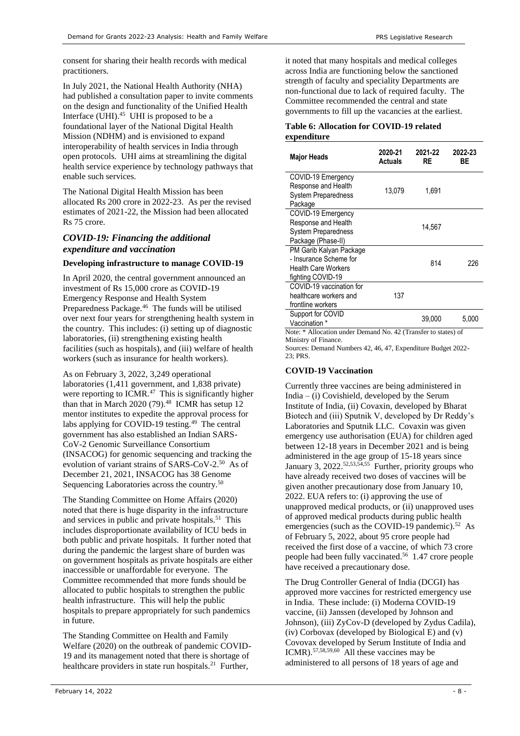consent for sharing their health records with medical practitioners.

In July 2021, the National Health Authority (NHA) had published a consultation paper to invite comments on the design and functionality of the Unified Health Interface (UHI).[45] UHI is proposed to be a foundational layer of the National Digital Health Mission (NDHM) and is envisioned to expand interoperability of health services in India through open protocols. UHI aims at streamlining the digital health service experience by technology pathways that enable such services.

The National Digital Health Mission has been allocated Rs 200 crore in 2022-23. As per the revised estimates of 2021-22, the Mission had been allocated Rs 75 crore.

## *COVID-19: Financing the additional expenditure and vaccination*

### Developing infrastructure to manage COVID-19

In April 2020, the central government announced an investment of Rs 15,000 crore as COVID-19 Emergency Response and Health System Preparedness Package.[46] The funds will be utilised over next four years for strengthening health system in the country. This includes: (i) setting up of diagnostic laboratories, (ii) strengthening existing health facilities (such as hospitals), and (iii) welfare of health workers (such as insurance for health workers).

As on February 3, 2022, 3,249 operational laboratories (1,411 government, and 1,838 private) were reporting to ICMR.[47] This is significantly higher than that in March 2020 (79).[48] ICMR has setup 12 mentor institutes to expedite the approval process for labs applying for COVID-19 testing.[49] The central government has also established an Indian SARS-CoV-2 Genomic Surveillance Consortium (INSACOG) for genomic sequencing and tracking the evolution of variant strains of SARS-CoV-2.[50] As of December 21, 2021, INSACOG has 38 Genome Sequencing Laboratories across the country.[50]

The Standing Committee on Home Affairs (2020) noted that there is huge disparity in the infrastructure and services in public and private hospitals.[51] This includes disproportionate availability of ICU beds in both public and private hospitals. It further noted that during the pandemic the largest share of burden was on government hospitals as private hospitals are either inaccessible or unaffordable for everyone. The Committee recommended that more funds should be allocated to public hospitals to strengthen the public health infrastructure. This will help the public hospitals to prepare appropriately for such pandemics in future.

The Standing Committee on Health and Family Welfare (2020) on the outbreak of pandemic COVID-19 and its management noted that there is shortage of healthcare providers in state run hospitals.[21] Further, it noted that many hospitals and medical colleges across India are functioning below the sanctioned strength of faculty and speciality Departments are non-functional due to lack of required faculty. The Committee recommended the central and state governments to fill up the vacancies at the earliest.

**Table 6: Allocation for COVID-19 related expenditure**

| Major Heads | 2020-21 Actuals | 2021-22 RE | 2022-23 BE |
|---|---|---|---|
| COVID-19 Emergency Response and Health System Preparedness Package | 13,079 | 1,691 | |
| COVID-19 Emergency Response and Health System Preparedness Package (Phase-II) | | 14,567 | |
| PM Garib Kalyan Package - Insurance Scheme for Health Care Workers fighting COVID-19 | | 814 | 226 |
| COVID-19 vaccination for healthcare workers and frontline workers | 137 | | |
| Support for COVID Vaccination * | | 39,000 | 5,000 |

Note: * Allocation under Demand No. 42 (Transfer to states) of Ministry of Finance.
Sources: Demand Numbers 42, 46, 47, Expenditure Budget 2022-23; PRS.

### COVID-19 Vaccination

Currently three vaccines are being administered in India – (i) Covishield, developed by the Serum Institute of India, (ii) Covaxin, developed by Bharat Biotech and (iii) Sputnik V, developed by Dr Reddy's Laboratories and Sputnik LLC. Covaxin was given emergency use authorisation (EUA) for children aged between 12-18 years in December 2021 and is being administered in the age group of 15-18 years since January 3, 2022.[52,53,54,55] Further, priority groups who have already received two doses of vaccines will be given another precautionary dose from January 10, 2022. EUA refers to: (i) approving the use of unapproved medical products, or (ii) unapproved uses of approved medical products during public health emergencies (such as the COVID-19 pandemic).[52] As of February 5, 2022, about 95 crore people had received the first dose of a vaccine, of which 73 crore people had been fully vaccinated.[56] 1.47 crore people have received a precautionary dose.

The Drug Controller General of India (DCGI) has approved more vaccines for restricted emergency use in India. These include: (i) Moderna COVID-19 vaccine, (ii) Janssen (developed by Johnson and Johnson), (iii) ZyCov-D (developed by Zydus Cadila), (iv) Corbovax (developed by Biological E) and (v) Covovax developed by Serum Institute of India and ICMR).[57,58,59,60] All these vaccines may be administered to all persons of 18 years of age and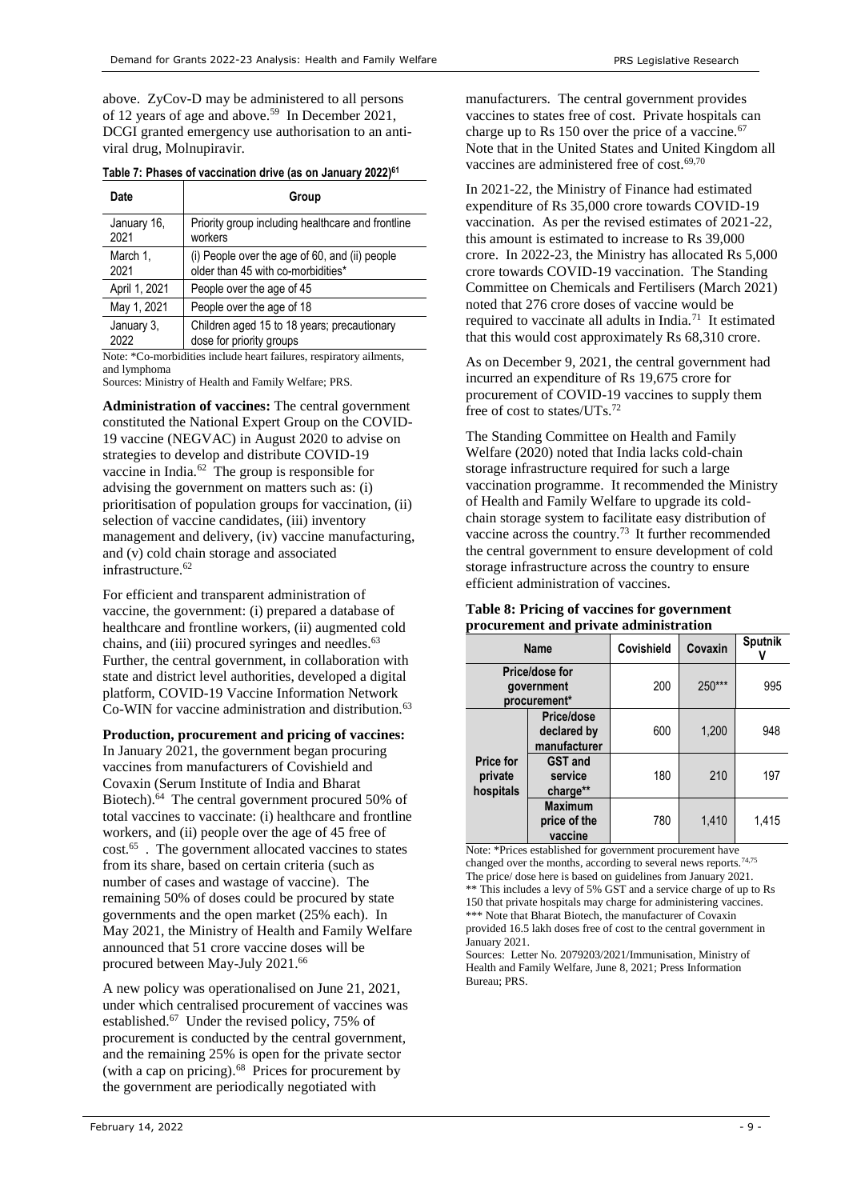above. ZyCov-D may be administered to all persons of 12 years of age and above.[59] In December 2021, DCGI granted emergency use authorisation to an anti-viral drug, Molnupiravir.

**Table 7: Phases of vaccination drive (as on January 2022)[61]**

| Date | Group |
|---|---|
| January 16, 2021 | Priority group including healthcare and frontline workers |
| March 1, 2021 | (i) People over the age of 60, and (ii) people older than 45 with co-morbidities* |
| April 1, 2021 | People over the age of 45 |
| May 1, 2021 | People over the age of 18 |
| January 3, 2022 | Children aged 15 to 18 years; precautionary dose for priority groups |

Note: *Co-morbidities include heart failures, respiratory ailments, and lymphoma

Sources: Ministry of Health and Family Welfare; PRS.

**Administration of vaccines:** The central government constituted the National Expert Group on the COVID-19 vaccine (NEGVAC) in August 2020 to advise on strategies to develop and distribute COVID-19 vaccine in India.[62] The group is responsible for advising the government on matters such as: (i) prioritisation of population groups for vaccination, (ii) selection of vaccine candidates, (iii) inventory management and delivery, (iv) vaccine manufacturing, and (v) cold chain storage and associated infrastructure.[62]

For efficient and transparent administration of vaccine, the government: (i) prepared a database of healthcare and frontline workers, (ii) augmented cold chains, and (iii) procured syringes and needles.[63] Further, the central government, in collaboration with state and district level authorities, developed a digital platform, COVID-19 Vaccine Information Network Co-WIN for vaccine administration and distribution.[63]

**Production, procurement and pricing of vaccines:** In January 2021, the government began procuring vaccines from manufacturers of Covishield and Covaxin (Serum Institute of India and Bharat Biotech).[64] The central government procured 50% of total vaccines to vaccinate: (i) healthcare and frontline workers, and (ii) people over the age of 45 free of cost.[65] . The government allocated vaccines to states from its share, based on certain criteria (such as number of cases and wastage of vaccine). The remaining 50% of doses could be procured by state governments and the open market (25% each). In May 2021, the Ministry of Health and Family Welfare announced that 51 crore vaccine doses will be procured between May-July 2021.[66]

A new policy was operationalised on June 21, 2021, under which centralised procurement of vaccines was established.[67] Under the revised policy, 75% of procurement is conducted by the central government, and the remaining 25% is open for the private sector (with a cap on pricing).[68] Prices for procurement by the government are periodically negotiated with manufacturers. The central government provides vaccines to states free of cost. Private hospitals can charge up to Rs 150 over the price of a vaccine.[67] Note that in the United States and United Kingdom all vaccines are administered free of cost.[69,70]

In 2021-22, the Ministry of Finance had estimated expenditure of Rs 35,000 crore towards COVID-19 vaccination. As per the revised estimates of 2021-22, this amount is estimated to increase to Rs 39,000 crore. In 2022-23, the Ministry has allocated Rs 5,000 crore towards COVID-19 vaccination. The Standing Committee on Chemicals and Fertilisers (March 2021) noted that 276 crore doses of vaccine would be required to vaccinate all adults in India.[71] It estimated that this would cost approximately Rs 68,310 crore.

As on December 9, 2021, the central government had incurred an expenditure of Rs 19,675 crore for procurement of COVID-19 vaccines to supply them free of cost to states/UTs.[72]

The Standing Committee on Health and Family Welfare (2020) noted that India lacks cold-chain storage infrastructure required for such a large vaccination programme. It recommended the Ministry of Health and Family Welfare to upgrade its cold-chain storage system to facilitate easy distribution of vaccine across the country.[73] It further recommended the central government to ensure development of cold storage infrastructure across the country to ensure efficient administration of vaccines.

**Table 8: Pricing of vaccines for government procurement and private administration**

| Name | | Covishield | Covaxin | Sputnik V |
|---|---|---|---|---|
| Price/dose for government procurement* | | 200 | 250*** | 995 |
| Price for private hospitals | Price/dose declared by manufacturer | 600 | 1,200 | 948 |
| | GST and service charge** | 180 | 210 | 197 |
| | Maximum price of the vaccine | 780 | 1,410 | 1,415 |

Note: *Prices established for government procurement have changed over the months, according to several news reports.[74,75] The price/ dose here is based on guidelines from January 2021.
** This includes a levy of 5% GST and a service charge of up to Rs 150 that private hospitals may charge for administering vaccines.
*** Note that Bharat Biotech, the manufacturer of Covaxin provided 16.5 lakh doses free of cost to the central government in January 2021.

Sources: Letter No. 2079203/2021/Immunisation, Ministry of Health and Family Welfare, June 8, 2021; Press Information Bureau; PRS.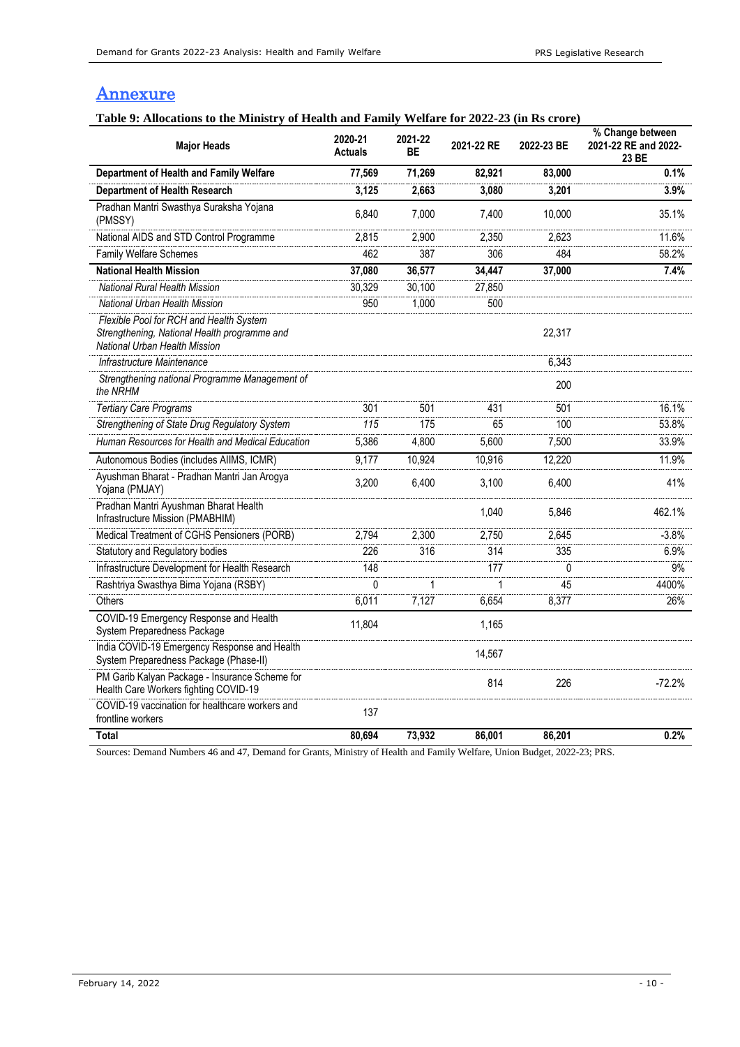## Annexure

**Table 9: Allocations to the Ministry of Health and Family Welfare for 2022-23 (in Rs crore)**

| Major Heads | 2020-21 Actuals | 2021-22 BE | 2021-22 RE | 2022-23 BE | % Change between 2021-22 RE and 2022-23 BE |
|---|---|---|---|---|---|
| **Department of Health and Family Welfare** | **77,569** | **71,269** | **82,921** | **83,000** | **0.1%** |
| **Department of Health Research** | **3,125** | **2,663** | **3,080** | **3,201** | **3.9%** |
| Pradhan Mantri Swasthya Suraksha Yojana (PMSSY) | 6,840 | 7,000 | 7,400 | 10,000 | 35.1% |
| National AIDS and STD Control Programme | 2,815 | 2,900 | 2,350 | 2,623 | 11.6% |
| Family Welfare Schemes | 462 | 387 | 306 | 484 | 58.2% |
| **National Health Mission** | **37,080** | **36,577** | **34,447** | **37,000** | **7.4%** |
| *National Rural Health Mission* | 30,329 | 30,100 | 27,850 | | |
| *National Urban Health Mission* | 950 | 1,000 | 500 | | |
| *Flexible Pool for RCH and Health System Strengthening, National Health programme and National Urban Health Mission* | | | | 22,317 | |
| *Infrastructure Maintenance* | | | | 6,343 | |
| *Strengthening national Programme Management of the NRHM* | | | | 200 | |
| *Tertiary Care Programs* | 301 | 501 | 431 | 501 | 16.1% |
| *Strengthening of State Drug Regulatory System* | 115 | 175 | 65 | 100 | 53.8% |
| *Human Resources for Health and Medical Education* | 5,386 | 4,800 | 5,600 | 7,500 | 33.9% |
| Autonomous Bodies (includes AIIMS, ICMR) | 9,177 | 10,924 | 10,916 | 12,220 | 11.9% |
| Ayushman Bharat - Pradhan Mantri Jan Arogya Yojana (PMJAY) | 3,200 | 6,400 | 3,100 | 6,400 | 41% |
| Pradhan Mantri Ayushman Bharat Health Infrastructure Mission (PMABHIM) | | | 1,040 | 5,846 | 462.1% |
| Medical Treatment of CGHS Pensioners (PORB) | 2,794 | 2,300 | 2,750 | 2,645 | -3.8% |
| Statutory and Regulatory bodies | 226 | 316 | 314 | 335 | 6.9% |
| Infrastructure Development for Health Research | 148 | | 177 | 0 | 9% |
| Rashtriya Swasthya Bima Yojana (RSBY) | 0 | 1 | 1 | 45 | 4400% |
| Others | 6,011 | 7,127 | 6,654 | 8,377 | 26% |
| COVID-19 Emergency Response and Health System Preparedness Package | 11,804 | | 1,165 | | |
| India COVID-19 Emergency Response and Health System Preparedness Package (Phase-II) | | | 14,567 | | |
| PM Garib Kalyan Package - Insurance Scheme for Health Care Workers fighting COVID-19 | | | 814 | 226 | -72.2% |
| COVID-19 vaccination for healthcare workers and frontline workers | 137 | | | | |
| **Total** | **80,694** | **73,932** | **86,001** | **86,201** | **0.2%** |

Sources: Demand Numbers 46 and 47, Demand for Grants, Ministry of Health and Family Welfare, Union Budget, 2022-23; PRS.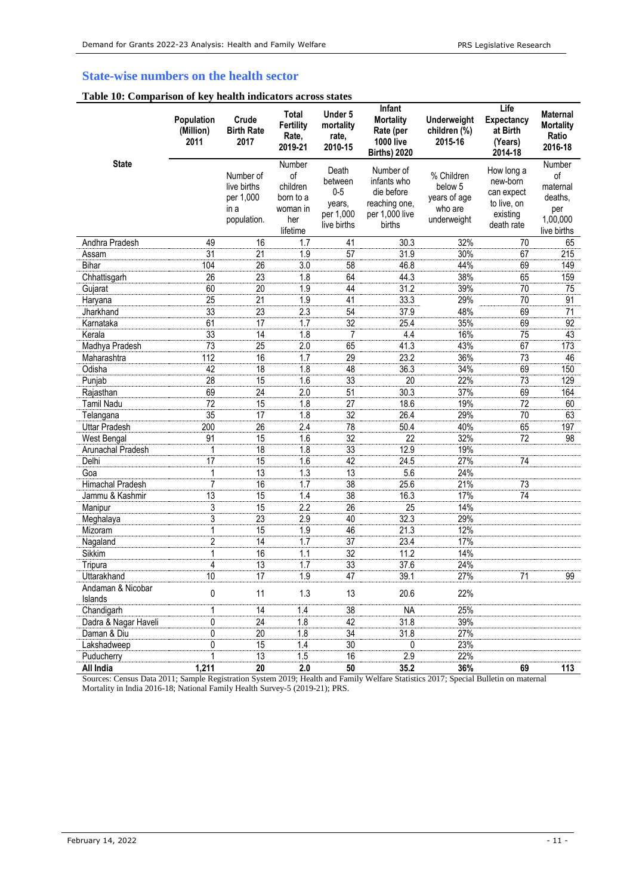## State-wise numbers on the health sector

### Table 10: Comparison of key health indicators across states

| State | Population (Million) 2011 | Crude Birth Rate 2017 | Total Fertility Rate, 2019-21 | Under 5 mortality rate, 2010-15 | Infant Mortality Rate (per 1000 live Births) 2020 | Underweight children (%) 2015-16 | Life Expectancy at Birth (Years) 2014-18 | Maternal Mortality Ratio 2016-18 |
|---|---|---|---|---|---|---|---|---|
| | | Number of live births per 1,000 in a population. | Number of children born to a woman in her lifetime | Death between 0-5 years, per 1,000 live births | Number of infants who die before reaching one, per 1,000 live births | % Children below 5 years of age who are underweight | How long a new-born can expect to live, on existing death rate | Number of maternal deaths, per 1,00,000 live births |
| Andhra Pradesh | 49 | 16 | 1.7 | 41 | 30.3 | 32% | 70 | 65 |
| Assam | 31 | 21 | 1.9 | 57 | 31.9 | 30% | 67 | 215 |
| Bihar | 104 | 26 | 3.0 | 58 | 46.8 | 44% | 69 | 149 |
| Chhattisgarh | 26 | 23 | 1.8 | 64 | 44.3 | 38% | 65 | 159 |
| Gujarat | 60 | 20 | 1.9 | 44 | 31.2 | 39% | 70 | 75 |
| Haryana | 25 | 21 | 1.9 | 41 | 33.3 | 29% | 70 | 91 |
| Jharkhand | 33 | 23 | 2.3 | 54 | 37.9 | 48% | 69 | 71 |
| Karnataka | 61 | 17 | 1.7 | 32 | 25.4 | 35% | 69 | 92 |
| Kerala | 33 | 14 | 1.8 | 7 | 4.4 | 16% | 75 | 43 |
| Madhya Pradesh | 73 | 25 | 2.0 | 65 | 41.3 | 43% | 67 | 173 |
| Maharashtra | 112 | 16 | 1.7 | 29 | 23.2 | 36% | 73 | 46 |
| Odisha | 42 | 18 | 1.8 | 48 | 36.3 | 34% | 69 | 150 |
| Punjab | 28 | 15 | 1.6 | 33 | 20 | 22% | 73 | 129 |
| Rajasthan | 69 | 24 | 2.0 | 51 | 30.3 | 37% | 69 | 164 |
| Tamil Nadu | 72 | 15 | 1.8 | 27 | 18.6 | 19% | 72 | 60 |
| Telangana | 35 | 17 | 1.8 | 32 | 26.4 | 29% | 70 | 63 |
| Uttar Pradesh | 200 | 26 | 2.4 | 78 | 50.4 | 40% | 65 | 197 |
| West Bengal | 91 | 15 | 1.6 | 32 | 22 | 32% | 72 | 98 |
| Arunachal Pradesh | 1 | 18 | 1.8 | 33 | 12.9 | 19% | | |
| Delhi | 17 | 15 | 1.6 | 42 | 24.5 | 27% | 74 | |
| Goa | 1 | 13 | 1.3 | 13 | 5.6 | 24% | | |
| Himachal Pradesh | 7 | 16 | 1.7 | 38 | 25.6 | 21% | 73 | |
| Jammu & Kashmir | 13 | 15 | 1.4 | 38 | 16.3 | 17% | 74 | |
| Manipur | 3 | 15 | 2.2 | 26 | 25 | 14% | | |
| Meghalaya | 3 | 23 | 2.9 | 40 | 32.3 | 29% | | |
| Mizoram | 1 | 15 | 1.9 | 46 | 21.3 | 12% | | |
| Nagaland | 2 | 14 | 1.7 | 37 | 23.4 | 17% | | |
| Sikkim | 1 | 16 | 1.1 | 32 | 11.2 | 14% | | |
| Tripura | 4 | 13 | 1.7 | 33 | 37.6 | 24% | | |
| Uttarakhand | 10 | 17 | 1.9 | 47 | 39.1 | 27% | 71 | 99 |
| Andaman & Nicobar Islands | 0 | 11 | 1.3 | 13 | 20.6 | 22% | | |
| Chandigarh | 1 | 14 | 1.4 | 38 | NA | 25% | | |
| Dadra & Nagar Haveli | 0 | 24 | 1.8 | 42 | 31.8 | 39% | | |
| Daman & Diu | 0 | 20 | 1.8 | 34 | 31.8 | 27% | | |
| Lakshadweep | 0 | 15 | 1.4 | 30 | 0 | 23% | | |
| Puducherry | 1 | 13 | 1.5 | 16 | 2.9 | 22% | | |
| **All India** | **1,211** | **20** | **2.0** | **50** | **35.2** | **36%** | **69** | **113** |

Sources: Census Data 2011; Sample Registration System 2019; Health and Family Welfare Statistics 2017; Special Bulletin on maternal Mortality in India 2016-18; National Family Health Survey-5 (2019-21); PRS.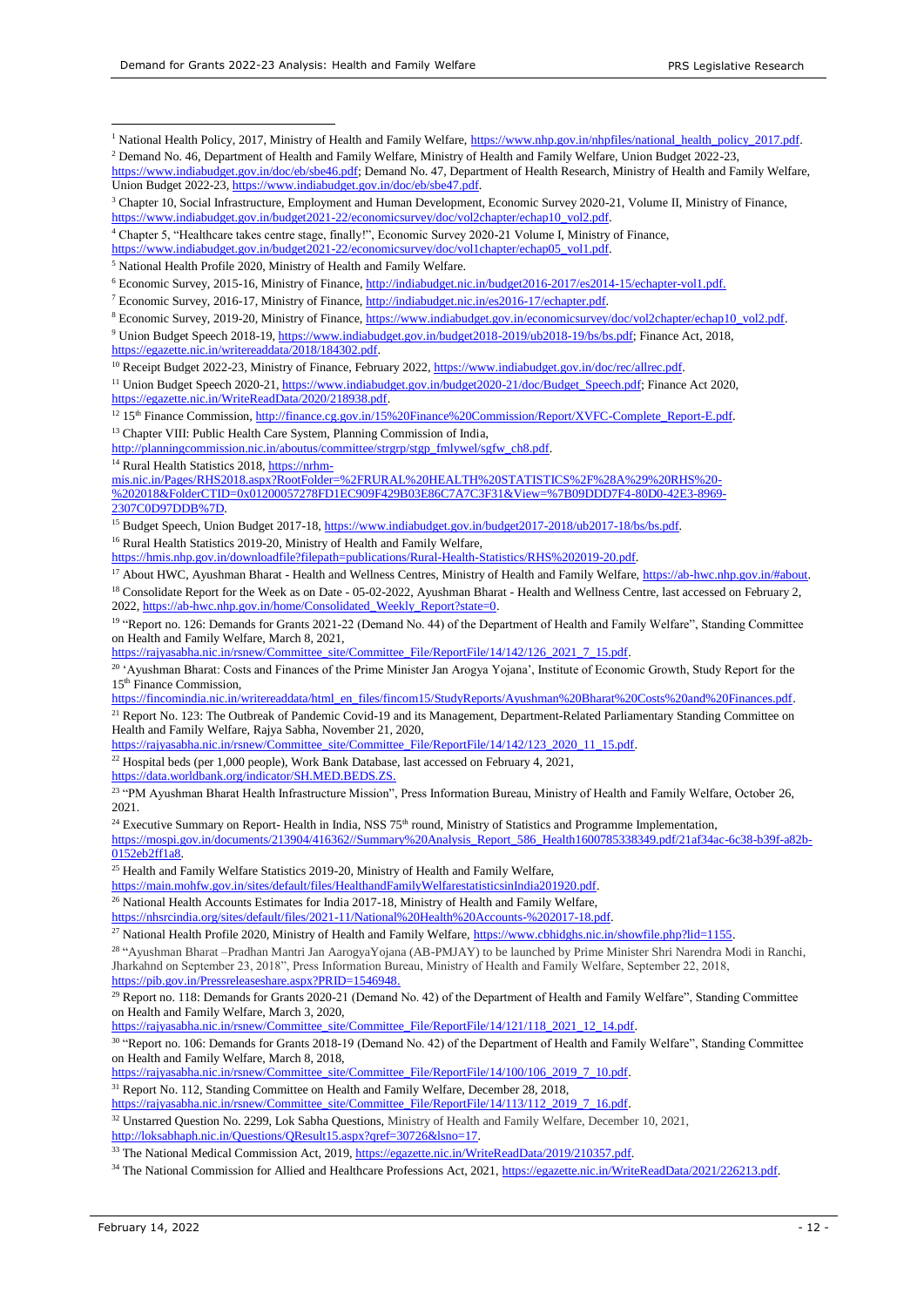[1] National Health Policy, 2017, Ministry of Health and Family Welfare, https://www.nhp.gov.in/nhpfiles/national_health_policy_2017.pdf.

[2] Demand No. 46, Department of Health and Family Welfare, Ministry of Health and Family Welfare, Union Budget 2022-23, https://www.indiabudget.gov.in/doc/eb/sbe46.pdf; Demand No. 47, Department of Health Research, Ministry of Health and Family Welfare, Union Budget 2022-23, https://www.indiabudget.gov.in/doc/eb/sbe47.pdf.

[3] Chapter 10, Social Infrastructure, Employment and Human Development, Economic Survey 2020-21, Volume II, Ministry of Finance, https://www.indiabudget.gov.in/budget2021-22/economicsurvey/doc/vol2chapter/echap10_vol2.pdf.

[4] Chapter 5, "Healthcare takes centre stage, finally!", Economic Survey 2020-21 Volume I, Ministry of Finance, https://www.indiabudget.gov.in/budget2021-22/economicsurvey/doc/vol1chapter/echap05_vol1.pdf.

[5] National Health Profile 2020, Ministry of Health and Family Welfare.

[6] Economic Survey, 2015-16, Ministry of Finance, http://indiabudget.nic.in/budget2016-2017/es2014-15/echapter-vol1.pdf.

[7] Economic Survey, 2016-17, Ministry of Finance, http://indiabudget.nic.in/es2016-17/echapter.pdf.

[8] Economic Survey, 2019-20, Ministry of Finance, https://www.indiabudget.gov.in/economicsurvey/doc/vol2chapter/echap10_vol2.pdf.

[9] Union Budget Speech 2018-19, https://www.indiabudget.gov.in/budget2018-2019/ub2018-19/bs/bs.pdf; Finance Act, 2018, https://egazette.nic.in/writereaddata/2018/184302.pdf.

[10] Receipt Budget 2022-23, Ministry of Finance, February 2022, https://www.indiabudget.gov.in/doc/rec/allrec.pdf.

[11] Union Budget Speech 2020-21, https://www.indiabudget.gov.in/budget2020-21/doc/Budget_Speech.pdf; Finance Act 2020, https://egazette.nic.in/WriteReadData/2020/218938.pdf.

[12] 15th Finance Commission, http://finance.cg.gov.in/15%20Finance%20Commission/Report/XVFC-Complete_Report-E.pdf.

[13] Chapter VIII: Public Health Care System, Planning Commission of India, http://planningcommission.nic.in/aboutus/committee/strgrp/stgp_fmlywel/sgfw_ch8.pdf.

[14] Rural Health Statistics 2018, https://nrhm-mis.nic.in/Pages/RHS2018.aspx?RootFolder=%2FRURAL%20HEALTH%20STATISTICS%2F%28A%29%20RHS%20-%202018&FolderCTID=0x01200057278FD1EC909F429B03E86C7A7C3F31&View=%7B09DDD7F4-80D0-42E3-8969-2307C0D97DDB%7D.

[15] Budget Speech, Union Budget 2017-18, https://www.indiabudget.gov.in/budget2017-2018/ub2017-18/bs/bs.pdf.

[16] Rural Health Statistics 2019-20, Ministry of Health and Family Welfare, https://hmis.nhp.gov.in/downloadfile?filepath=publications/Rural-Health-Statistics/RHS%202019-20.pdf.

[17] About HWC, Ayushman Bharat - Health and Wellness Centres, Ministry of Health and Family Welfare, https://ab-hwc.nhp.gov.in/#about.

[18] Consolidate Report for the Week as on Date - 05-02-2022, Ayushman Bharat - Health and Wellness Centre, last accessed on February 2, 2022, https://ab-hwc.nhp.gov.in/home/Consolidated_Weekly_Report?state=0.

[19] "Report no. 126: Demands for Grants 2021-22 (Demand No. 44) of the Department of Health and Family Welfare", Standing Committee on Health and Family Welfare, March 8, 2021, https://rajyasabha.nic.in/rsnew/Committee_site/Committee_File/ReportFile/14/142/126_2021_7_15.pdf.

[20] 'Ayushman Bharat: Costs and Finances of the Prime Minister Jan Arogya Yojana', Institute of Economic Growth, Study Report for the 15th Finance Commission, https://fincomindia.nic.in/writereaddata/html_en_files/fincom15/StudyReports/Ayushman%20Bharat%20Costs%20and%20Finances.pdf.

[21] Report No. 123: The Outbreak of Pandemic Covid-19 and its Management, Department-Related Parliamentary Standing Committee on Health and Family Welfare, Rajya Sabha, November 21, 2020, https://rajyasabha.nic.in/rsnew/Committee_site/Committee_File/ReportFile/14/142/123_2020_11_15.pdf.

[22] Hospital beds (per 1,000 people), Work Bank Database, last accessed on February 4, 2021, https://data.worldbank.org/indicator/SH.MED.BEDS.ZS.

[23] "PM Ayushman Bharat Health Infrastructure Mission", Press Information Bureau, Ministry of Health and Family Welfare, October 26, 2021.

[24] Executive Summary on Report- Health in India, NSS 75th round, Ministry of Statistics and Programme Implementation, https://mospi.gov.in/documents/213904/416362//Summary%20Analysis_Report_586_Health1600785338349.pdf/21af34ac-6c38-b39f-a82b-0152eb2ff1a8.

[25] Health and Family Welfare Statistics 2019-20, Ministry of Health and Family Welfare, https://main.mohfw.gov.in/sites/default/files/HealthandFamilyWelfarestatisticsinIndia201920.pdf.

[26] National Health Accounts Estimates for India 2017-18, Ministry of Health and Family Welfare, https://nhsrcindia.org/sites/default/files/2021-11/National%20Health%20Accounts-%202017-18.pdf.

[27] National Health Profile 2020, Ministry of Health and Family Welfare, https://www.cbhidghs.nic.in/showfile.php?lid=1155.

[28] "Ayushman Bharat –Pradhan Mantri Jan AarogyaYojana (AB-PMJAY) to be launched by Prime Minister Shri Narendra Modi in Ranchi, Jharkahnd on September 23, 2018", Press Information Bureau, Ministry of Health and Family Welfare, September 22, 2018, https://pib.gov.in/Pressreleaseshare.aspx?PRID=1546948.

[29] Report no. 118: Demands for Grants 2020-21 (Demand No. 42) of the Department of Health and Family Welfare", Standing Committee on Health and Family Welfare, March 3, 2020, https://rajyasabha.nic.in/rsnew/Committee_site/Committee_File/ReportFile/14/121/118_2021_12_14.pdf.

[30] "Report no. 106: Demands for Grants 2018-19 (Demand No. 42) of the Department of Health and Family Welfare", Standing Committee on Health and Family Welfare, March 8, 2018, https://rajyasabha.nic.in/rsnew/Committee_site/Committee_File/ReportFile/14/100/106_2019_7_10.pdf.

[31] Report No. 112, Standing Committee on Health and Family Welfare, December 28, 2018, https://rajyasabha.nic.in/rsnew/Committee_site/Committee_File/ReportFile/14/113/112_2019_7_16.pdf.

[32] Unstarred Question No. 2299, Lok Sabha Questions, Ministry of Health and Family Welfare, December 10, 2021, http://loksabhaph.nic.in/Questions/QResult15.aspx?qref=30726&lsno=17.

[33] The National Medical Commission Act, 2019, https://egazette.nic.in/WriteReadData/2019/210357.pdf.

[34] The National Commission for Allied and Healthcare Professions Act, 2021, https://egazette.nic.in/WriteReadData/2021/226213.pdf.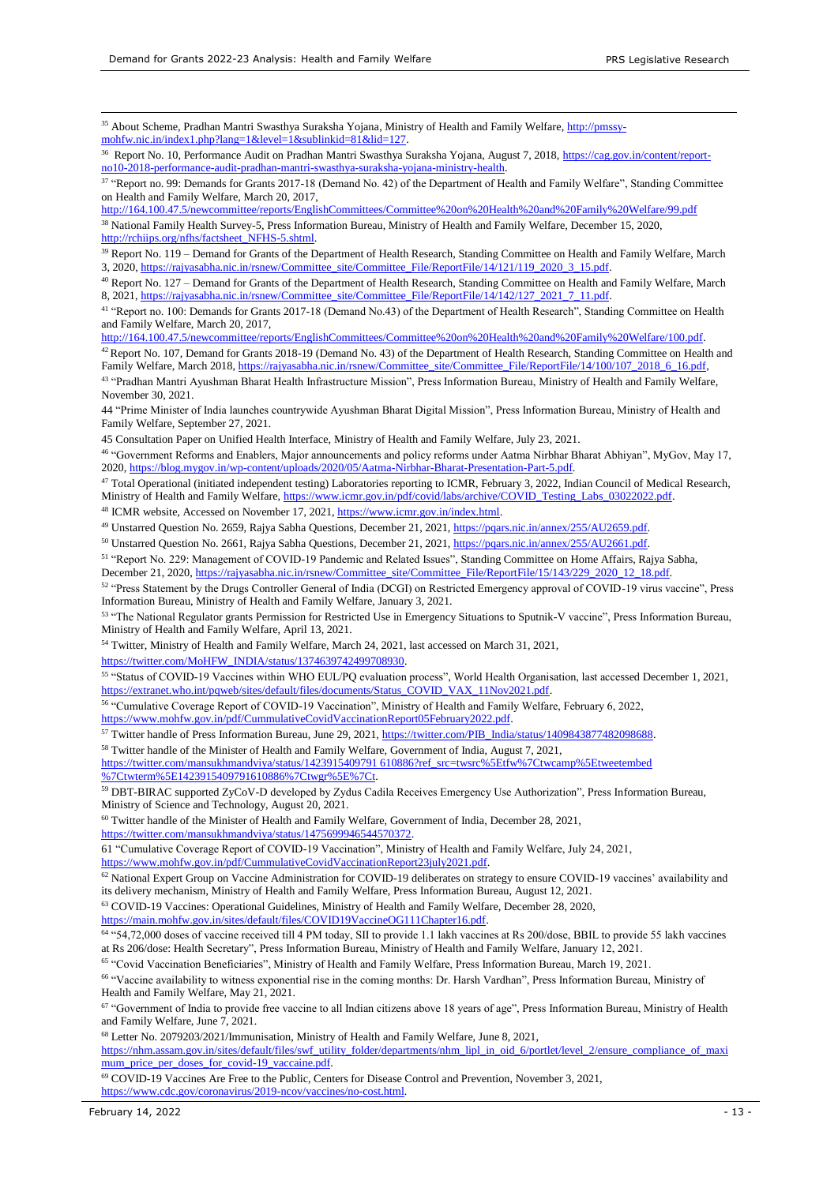[35] About Scheme, Pradhan Mantri Swasthya Suraksha Yojana, Ministry of Health and Family Welfare, http://pmssy-mohfw.nic.in/index1.php?lang=1&level=1&sublinkid=81&lid=127.

[36] Report No. 10, Performance Audit on Pradhan Mantri Swasthya Suraksha Yojana, August 7, 2018, https://cag.gov.in/content/report-no10-2018-performance-audit-pradhan-mantri-swasthya-suraksha-yojana-ministry-health.

[37] "Report no. 99: Demands for Grants 2017-18 (Demand No. 42) of the Department of Health and Family Welfare", Standing Committee on Health and Family Welfare, March 20, 2017, http://164.100.47.5/newcommittee/reports/EnglishCommittees/Committee%20on%20Health%20and%20Family%20Welfare/99.pdf

[38] National Family Health Survey-5, Press Information Bureau, Ministry of Health and Family Welfare, December 15, 2020, http://rchiips.org/nfhs/factsheet_NFHS-5.shtml.

[39] Report No. 119 – Demand for Grants of the Department of Health Research, Standing Committee on Health and Family Welfare, March 3, 2020, https://rajyasabha.nic.in/rsnew/Committee_site/Committee_File/ReportFile/14/121/119_2020_3_15.pdf.

[40] Report No. 127 – Demand for Grants of the Department of Health Research, Standing Committee on Health and Family Welfare, March 8, 2021, https://rajyasabha.nic.in/rsnew/Committee_site/Committee_File/ReportFile/14/142/127_2021_7_11.pdf.

[41] "Report no. 100: Demands for Grants 2017-18 (Demand No.43) of the Department of Health Research", Standing Committee on Health and Family Welfare, March 20, 2017, http://164.100.47.5/newcommittee/reports/EnglishCommittees/Committee%20on%20Health%20and%20Family%20Welfare/100.pdf.

[42] Report No. 107, Demand for Grants 2018-19 (Demand No. 43) of the Department of Health Research, Standing Committee on Health and Family Welfare, March 2018, https://rajyasabha.nic.in/rsnew/Committee_site/Committee_File/ReportFile/14/100/107_2018_6_16.pdf,

[43] "Pradhan Mantri Ayushman Bharat Health Infrastructure Mission", Press Information Bureau, Ministry of Health and Family Welfare, November 30, 2021.

44 "Prime Minister of India launches countrywide Ayushman Bharat Digital Mission", Press Information Bureau, Ministry of Health and Family Welfare, September 27, 2021.

45 Consultation Paper on Unified Health Interface, Ministry of Health and Family Welfare, July 23, 2021.

[46] "Government Reforms and Enablers, Major announcements and policy reforms under Aatma Nirbhar Bharat Abhiyan", MyGov, May 17, 2020, https://blog.mygov.in/wp-content/uploads/2020/05/Aatma-Nirbhar-Bharat-Presentation-Part-5.pdf.

[47] Total Operational (initiated independent testing) Laboratories reporting to ICMR, February 3, 2022, Indian Council of Medical Research, Ministry of Health and Family Welfare, https://www.icmr.gov.in/pdf/covid/labs/archive/COVID_Testing_Labs_03022022.pdf.

[48] ICMR website, Accessed on November 17, 2021, https://www.icmr.gov.in/index.html.

[49] Unstarred Question No. 2659, Rajya Sabha Questions, December 21, 2021, https://pqars.nic.in/annex/255/AU2659.pdf.

[50] Unstarred Question No. 2661, Rajya Sabha Questions, December 21, 2021, https://pqars.nic.in/annex/255/AU2661.pdf.

[51] "Report No. 229: Management of COVID-19 Pandemic and Related Issues", Standing Committee on Home Affairs, Rajya Sabha, December 21, 2020, https://rajyasabha.nic.in/rsnew/Committee_site/Committee_File/ReportFile/15/143/229_2020_12_18.pdf.

[52] "Press Statement by the Drugs Controller General of India (DCGI) on Restricted Emergency approval of COVID-19 virus vaccine", Press Information Bureau, Ministry of Health and Family Welfare, January 3, 2021.

[53] "The National Regulator grants Permission for Restricted Use in Emergency Situations to Sputnik-V vaccine", Press Information Bureau, Ministry of Health and Family Welfare, April 13, 2021.

[54] Twitter, Ministry of Health and Family Welfare, March 24, 2021, last accessed on March 31, 2021, https://twitter.com/MoHFW_INDIA/status/1374639742499708930.

[55] "Status of COVID-19 Vaccines within WHO EUL/PQ evaluation process", World Health Organisation, last accessed December 1, 2021, https://extranet.who.int/pqweb/sites/default/files/documents/Status_COVID_VAX_11Nov2021.pdf.

[56] "Cumulative Coverage Report of COVID-19 Vaccination", Ministry of Health and Family Welfare, February 6, 2022, https://www.mohfw.gov.in/pdf/CummulativeCovidVaccinationReport05February2022.pdf.

[57] Twitter handle of Press Information Bureau, June 29, 2021, https://twitter.com/PIB_India/status/1409843877482098688.

[58] Twitter handle of the Minister of Health and Family Welfare, Government of India, August 7, 2021, https://twitter.com/mansukhmandviya/status/1423915409791 610886?ref_src=twsrc%5Etfw%7Ctwcamp%5Etweetembed %7Ctwterm%5E1423915409791610886%7Ctwgr%5E%7Ct.

[59] DBT-BIRAC supported ZyCoV-D developed by Zydus Cadila Receives Emergency Use Authorization", Press Information Bureau, Ministry of Science and Technology, August 20, 2021.

[60] Twitter handle of the Minister of Health and Family Welfare, Government of India, December 28, 2021, https://twitter.com/mansukhmandviya/status/1475699946544570372.

61 "Cumulative Coverage Report of COVID-19 Vaccination", Ministry of Health and Family Welfare, July 24, 2021, https://www.mohfw.gov.in/pdf/CummulativeCovidVaccinationReport23july2021.pdf.

[62] National Expert Group on Vaccine Administration for COVID-19 deliberates on strategy to ensure COVID-19 vaccines' availability and its delivery mechanism, Ministry of Health and Family Welfare, Press Information Bureau, August 12, 2021.

[63] COVID-19 Vaccines: Operational Guidelines, Ministry of Health and Family Welfare, December 28, 2020, https://main.mohfw.gov.in/sites/default/files/COVID19VaccineOG111Chapter16.pdf.

[64] "54,72,000 doses of vaccine received till 4 PM today, SII to provide 1.1 lakh vaccines at Rs 200/dose, BBIL to provide 55 lakh vaccines at Rs 206/dose: Health Secretary", Press Information Bureau, Ministry of Health and Family Welfare, January 12, 2021.

[65] "Covid Vaccination Beneficiaries", Ministry of Health and Family Welfare, Press Information Bureau, March 19, 2021.

[66] "Vaccine availability to witness exponential rise in the coming months: Dr. Harsh Vardhan", Press Information Bureau, Ministry of Health and Family Welfare, May 21, 2021.

[67] "Government of India to provide free vaccine to all Indian citizens above 18 years of age", Press Information Bureau, Ministry of Health and Family Welfare, June 7, 2021.

[68] Letter No. 2079203/2021/Immunisation, Ministry of Health and Family Welfare, June 8, 2021, https://nhm.assam.gov.in/sites/default/files/swf_utility_folder/departments/nhm_lipl_in_oid_6/portlet/level_2/ensure_compliance_of_maximum_price_per_doses_for_covid-19_vaccaine.pdf.

[69] COVID-19 Vaccines Are Free to the Public, Centers for Disease Control and Prevention, November 3, 2021, https://www.cdc.gov/coronavirus/2019-ncov/vaccines/no-cost.html.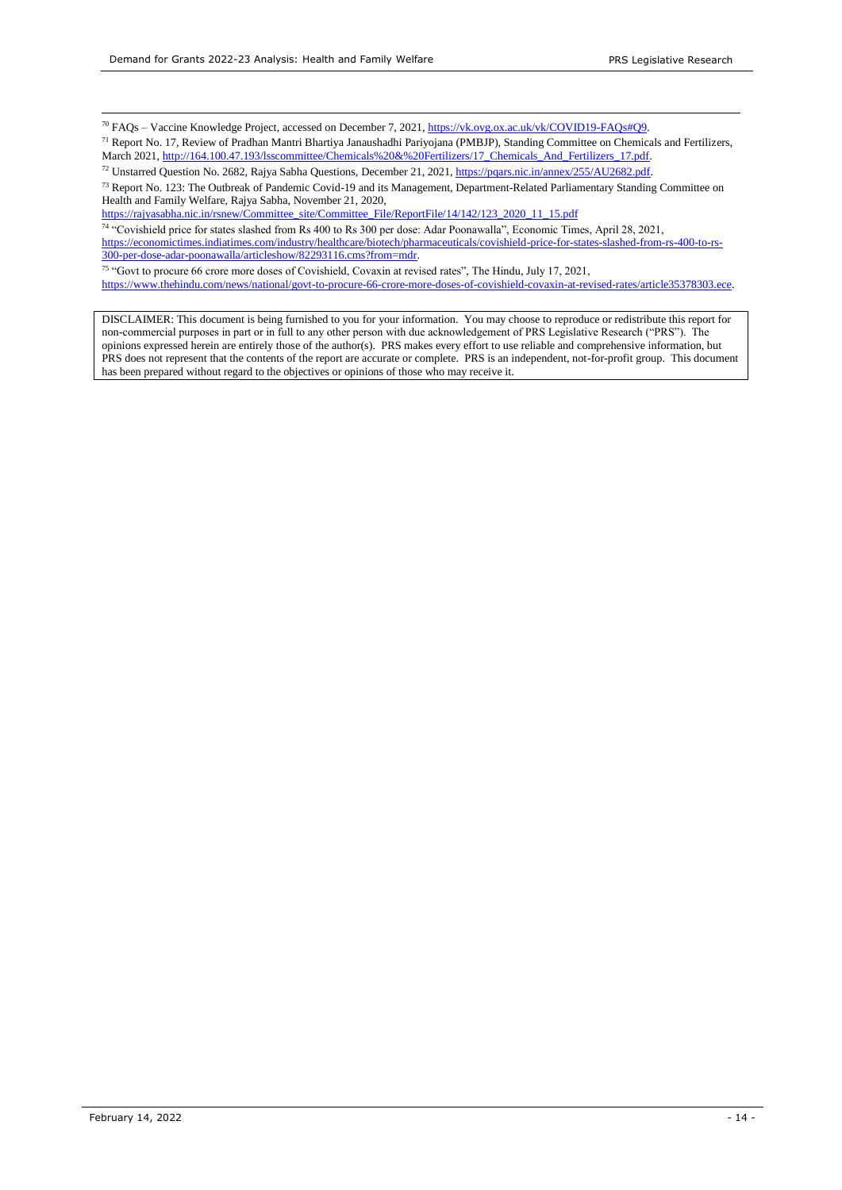[70] FAQs – Vaccine Knowledge Project, accessed on December 7, 2021, https://vk.ovg.ox.ac.uk/vk/COVID19-FAQs#Q9.

[71] Report No. 17, Review of Pradhan Mantri Bhartiya Janaushadhi Pariyojana (PMBJP), Standing Committee on Chemicals and Fertilizers, March 2021, http://164.100.47.193/lsscommittee/Chemicals%20&%20Fertilizers/17_Chemicals_And_Fertilizers_17.pdf.

[72] Unstarred Question No. 2682, Rajya Sabha Questions, December 21, 2021, https://pqars.nic.in/annex/255/AU2682.pdf.

[73] Report No. 123: The Outbreak of Pandemic Covid-19 and its Management, Department-Related Parliamentary Standing Committee on Health and Family Welfare, Rajya Sabha, November 21, 2020, https://rajyasabha.nic.in/rsnew/Committee_site/Committee_File/ReportFile/14/142/123_2020_11_15.pdf

[74] "Covishield price for states slashed from Rs 400 to Rs 300 per dose: Adar Poonawalla", Economic Times, April 28, 2021, https://economictimes.indiatimes.com/industry/healthcare/biotech/pharmaceuticals/covishield-price-for-states-slashed-from-rs-400-to-rs-300-per-dose-adar-poonawalla/articleshow/82293116.cms?from=mdr.

[75] "Govt to procure 66 crore more doses of Covishield, Covaxin at revised rates", The Hindu, July 17, 2021, https://www.thehindu.com/news/national/govt-to-procure-66-crore-more-doses-of-covishield-covaxin-at-revised-rates/article35378303.ece.

DISCLAIMER: This document is being furnished to you for your information. You may choose to reproduce or redistribute this report for non-commercial purposes in part or in full to any other person with due acknowledgement of PRS Legislative Research ("PRS"). The opinions expressed herein are entirely those of the author(s). PRS makes every effort to use reliable and comprehensive information, but PRS does not represent that the contents of the report are accurate or complete. PRS is an independent, not-for-profit group. This document has been prepared without regard to the objectives or opinions of those who may receive it.